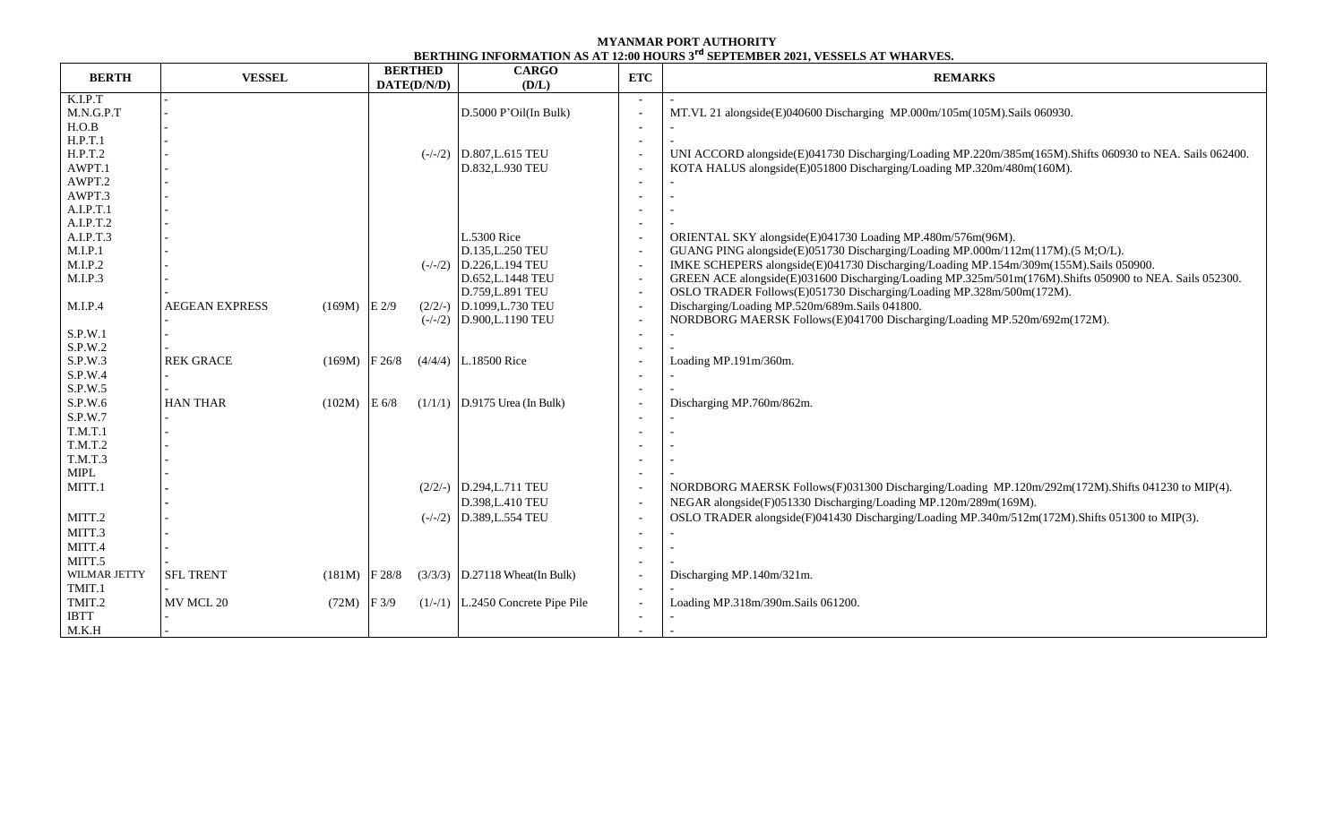**MYANMAR PORT AUTHORITY**

**BERTHING INFORMATION AS AT 12:00 HOURS 3rd SEPTEMBER 2021, VESSELS AT WHARVES.**

| BERTH | VESSEL | | BERTHED DATE(D/N/D) | | CARGO (D/L) | ETC | REMARKS |
|---|---|---|---|---|---|---|---|
| K.I.P.T | - | | | | | - | - |
| M.N.G.P.T | - | | | | D.5000 P'Oil(In Bulk) | - | MT.VL 21 alongside(E)040600 Discharging MP.000m/105m(105M).Sails 060930. |
| H.O.B | - | | | | | - | - |
| H.P.T.1 | - | | | | | - | - |
| H.P.T.2 | - | | | (-/-/2) | D.807,L.615 TEU | - | UNI ACCORD alongside(E)041730 Discharging/Loading MP.220m/385m(165M).Shifts 060930 to NEA. Sails 062400. |
| AWPT.1 | - | | | | D.832,L.930 TEU | - | KOTA HALUS alongside(E)051800 Discharging/Loading MP.320m/480m(160M). |
| AWPT.2 | - | | | | | - | - |
| AWPT.3 | - | | | | | - | - |
| A.I.P.T.1 | - | | | | | - | - |
| A.I.P.T.2 | - | | | | | - | - |
| A.I.P.T.3 | - | | | | L.5300 Rice | - | ORIENTAL SKY alongside(E)041730 Loading MP.480m/576m(96M). |
| M.I.P.1 | - | | | | D.135,L.250 TEU | - | GUANG PING alongside(E)051730 Discharging/Loading MP.000m/112m(117M).(5 M;O/L). |
| M.I.P.2 | - | | | (-/-/2) | D.226,L.194 TEU | - | IMKE SCHEPERS alongside(E)041730 Discharging/Loading MP.154m/309m(155M).Sails 050900. |
| M.I.P.3 | - | | | | D.652,L.1448 TEU | - | GREEN ACE alongside(E)031600 Discharging/Loading MP.325m/501m(176M).Shifts 050900 to NEA. Sails 052300. |
| | - | | | | D.759,L.891 TEU | - | OSLO TRADER Follows(E)051730 Discharging/Loading MP.328m/500m(172M). |
| M.I.P.4 | AEGEAN EXPRESS | (169M) | E 2/9 | (2/2/-) | D.1099,L.730 TEU | - | Discharging/Loading MP.520m/689m.Sails 041800. |
| | - | | | (-/-/2) | D.900,L.1190 TEU | - | NORDBORG MAERSK Follows(E)041700 Discharging/Loading MP.520m/692m(172M). |
| S.P.W.1 | - | | | | | - | - |
| S.P.W.2 | - | | | | | - | - |
| S.P.W.3 | REK GRACE | (169M) | F 26/8 | (4/4/4) | L.18500 Rice | - | Loading MP.191m/360m. |
| S.P.W.4 | - | | | | | - | - |
| S.P.W.5 | - | | | | | - | - |
| S.P.W.6 | HAN THAR | (102M) | E 6/8 | (1/1/1) | D.9175 Urea (In Bulk) | - | Discharging MP.760m/862m. |
| S.P.W.7 | - | | | | | - | - |
| T.M.T.1 | - | | | | | - | - |
| T.M.T.2 | - | | | | | - | - |
| T.M.T.3 | - | | | | | - | - |
| MIPL | - | | | | | - | - |
| MITT.1 | - | | | (2/2/-) | D.294,L.711 TEU | - | NORDBORG MAERSK Follows(F)031300 Discharging/Loading MP.120m/292m(172M).Shifts 041230 to MIP(4). |
| | - | | | | D.398,L.410 TEU | - | NEGAR alongside(F)051330 Discharging/Loading MP.120m/289m(169M). |
| MITT.2 | - | | | (-/-/2) | D.389,L.554 TEU | - | OSLO TRADER alongside(F)041430 Discharging/Loading MP.340m/512m(172M).Shifts 051300 to MIP(3). |
| MITT.3 | - | | | | | - | - |
| MITT.4 | - | | | | | - | - |
| MITT.5 | - | | | | | - | - |
| WILMAR JETTY | SFL TRENT | (181M) | F 28/8 | (3/3/3) | D.27118 Wheat(In Bulk) | - | Discharging MP.140m/321m. |
| TMIT.1 | - | | | | | - | - |
| TMIT.2 | MV MCL 20 | (72M) | F 3/9 | (1/-/1) | L.2450 Concrete Pipe Pile | - | Loading MP.318m/390m.Sails 061200. |
| IBTT | - | | | | | - | - |
| M.K.H | - | | | | | - | - |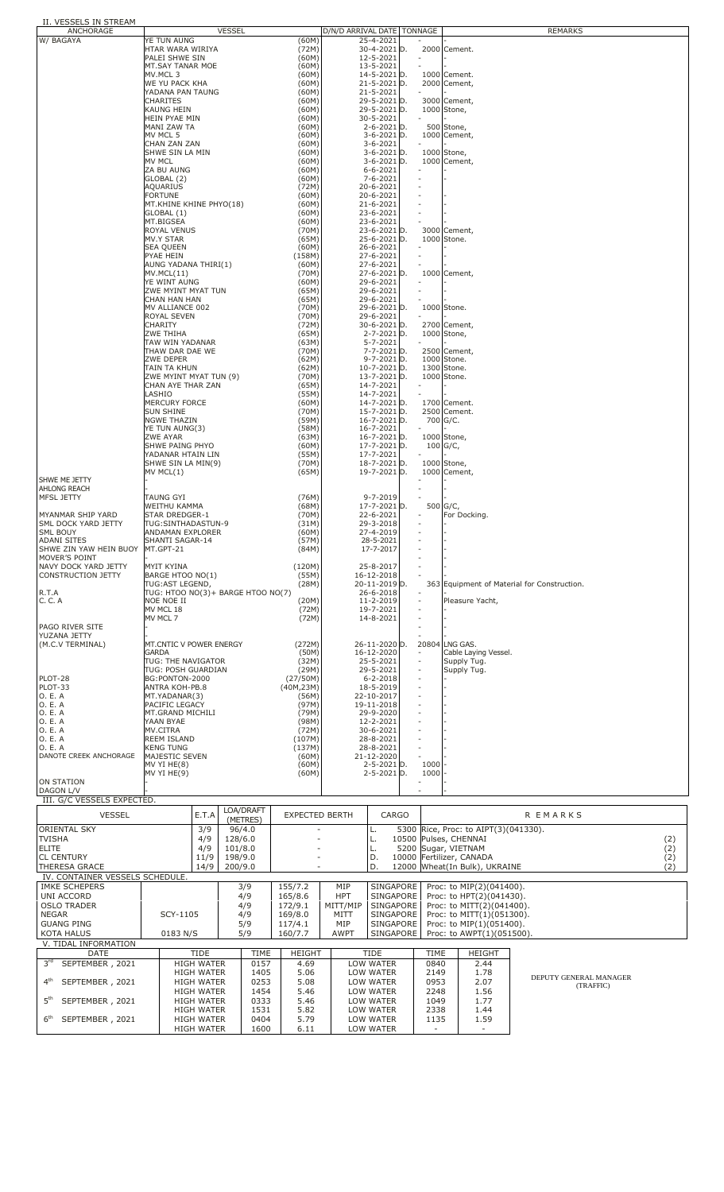## II. VESSELS IN STREAM

| ANCHORAGE | VESSEL | | D/N/D | ARRIVAL DATE | TONNAGE | REMARKS |
|---|---|---|---|---|---|---|
| W/ BAGAYA | YE TUN AUNG | (60M) | | 25-4-2021 | - | - |
| | HTAR WARA WIRIYA | (72M) | | 30-4-2021 D. | 2000 | Cement. |
| | PALEI SHWE SIN | (60M) | | 12-5-2021 | - | - |
| | MT.SAY TANAR MOE | (60M) | | 13-5-2021 | - | - |
| | MV.MCL 3 | (60M) | | 14-5-2021 D. | 1000 | Cement. |
| | WE YU PACK KHA | (60M) | | 21-5-2021 D. | 2000 | Cement, |
| | YADANA PAN TAUNG | (60M) | | 21-5-2021 | - | - |
| | CHARITES | (60M) | | 29-5-2021 D. | 3000 | Cement, |
| | KAUNG HEIN | (60M) | | 29-5-2021 D. | 1000 | Stone, |
| | HEIN PYAE MIN | (60M) | | 30-5-2021 | - | - |
| | MANI ZAW TA | (60M) | | 2-6-2021 D. | 500 | Stone, |
| | MV MCL 5 | (60M) | | 3-6-2021 D. | 1000 | Cement, |
| | CHAN ZAN ZAN | (60M) | | 3-6-2021 | - | - |
| | SHWE SIN LA MIN | (60M) | | 3-6-2021 D. | 1000 | Stone, |
| | MV MCL | (60M) | | 3-6-2021 D. | 1000 | Cement, |
| | ZA BU AUNG | (60M) | | 6-6-2021 | - | - |
| | GLOBAL (2) | (60M) | | 7-6-2021 | - | - |
| | AQUARIUS | (72M) | | 20-6-2021 | - | - |
| | FORTUNE | (60M) | | 20-6-2021 | - | - |
| | MT.KHINE KHINE PHYO(18) | (60M) | | 21-6-2021 | - | - |
| | GLOBAL (1) | (60M) | | 23-6-2021 | - | - |
| | MT.BIGSEA | (60M) | | 23-6-2021 | - | - |
| | ROYAL VENUS | (70M) | | 23-6-2021 D. | 3000 | Cement, |
| | MV.Y STAR | (65M) | | 25-6-2021 D. | 1000 | Stone. |
| | SEA QUEEN | (60M) | | 26-6-2021 | - | - |
| | PYAE HEIN | (158M) | | 27-6-2021 | - | - |
| | AUNG YADANA THIRI(1) | (60M) | | 27-6-2021 | - | - |
| | MV.MCL(11) | (70M) | | 27-6-2021 D. | 1000 | Cement, |
| | YE WINT AUNG | (60M) | | 29-6-2021 | - | - |
| | ZWE MYINT MYAT TUN | (65M) | | 29-6-2021 | - | - |
| | CHAN HAN HAN | (65M) | | 29-6-2021 | - | - |
| | MV ALLIANCE 002 | (70M) | | 29-6-2021 D. | 1000 | Stone. |
| | ROYAL SEVEN | (70M) | | 29-6-2021 | - | - |
| | CHARITY | (72M) | | 30-6-2021 D. | 2700 | Cement, |
| | ZWE THIHA | (65M) | | 2-7-2021 D. | 1000 | Stone, |
| | TAW WIN YADANAR | (63M) | | 5-7-2021 | - | - |
| | THAW DAR DAE WE | (70M) | | 7-7-2021 D. | 2500 | Cement, |
| | ZWE DEPER | (62M) | | 9-7-2021 D. | 1000 | Stone. |
| | TAIN TA KHUN | (62M) | | 10-7-2021 D. | 1300 | Stone. |
| | ZWE MYINT MYAT TUN (9) | (70M) | | 13-7-2021 D. | 1000 | Stone. |
| | CHAN AYE THAR ZAN | (65M) | | 14-7-2021 | - | - |
| | LASHIO | (55M) | | 14-7-2021 | - | - |
| | MERCURY FORCE | (60M) | | 14-7-2021 D. | 1700 | Cement. |
| | SUN SHINE | (70M) | | 15-7-2021 D. | 2500 | Cement. |
| | NGWE THAZIN | (59M) | | 16-7-2021 D. | 700 | G/C. |
| | YE TUN AUNG(3) | (58M) | | 16-7-2021 | - | - |
| | ZWE AYAR | (63M) | | 16-7-2021 D. | 1000 | Stone, |
| | SHWE PAING PHYO | (60M) | | 17-7-2021 D. | 100 | G/C, |
| | YADANAR HTAIN LIN | (55M) | | 17-7-2021 | - | - |
| | SHWE SIN LA MIN(9) | (70M) | | 18-7-2021 D. | 1000 | Stone, |
| | MV MCL(1) | (65M) | | 19-7-2021 D. | 1000 | Cement, |
| SHWE ME JETTY | - | | | | - | - |
| AHLONG REACH | - | | | | - | - |
| MFSL JETTY | TAUNG GYI | (76M) | | 9-7-2019 | - | - |
| | WEITHU KAMMA | (68M) | | 17-7-2021 D. | 500 | G/C, |
| MYANMAR SHIP YARD | STAR DREDGER-1 | (70M) | | 22-6-2021 | - | For Docking. |
| SML DOCK YARD JETTY | TUG:SINTHADASTUN-9 | (31M) | | 29-3-2018 | - | - |
| SML BOUY | ANDAMAN EXPLORER | (60M) | | 27-4-2019 | - | - |
| ADANI SITES | SHANTI SAGAR-14 | (57M) | | 28-5-2021 | - | - |
| SHWE ZIN YAW HEIN BUOY | MT.GPT-21 | (84M) | | 17-7-2017 | - | - |
| MOVER'S POINT | - | | | | - | - |
| NAVY DOCK YARD JETTY | MYIT KYINA | (120M) | | 25-8-2017 | - | - |
| CONSTRUCTION JETTY | BARGE HTOO NO(1) | (55M) | | 16-12-2018 | - | - |
| | TUG:AST LEGEND, | (28M) | | 20-11-2020 D. | 363 | Equipment of Material for Construction. |
| R.T.A | TUG: HTOO NO(3)+ BARGE HTOO NO(7) | | | 26-6-2018 | - | - |
| C. C. A | NOE NOE II | (20M) | | 11-2-2019 | - | Pleasure Yacht, |
| | MV MCL 18 | (72M) | | 19-7-2021 | - | - |
| | MV MCL 7 | (72M) | | 14-8-2021 | - | - |
| PAGO RIVER SITE | - | | | | - | - |
| YUZANA JETTY | - | | | | - | - |
| (M.C.V TERMINAL) | MT.CNTIC V POWER ENERGY | (272M) | | 26-11-2020 D. | 20804 | LNG GAS. |
| | GARDA | (50M) | | 16-12-2020 | - | Cable Laying Vessel. |
| | TUG: THE NAVIGATOR | (32M) | | 25-5-2021 | - | Supply Tug. |
| | TUG: POSH GUARDIAN | (29M) | | 29-5-2021 | - | Supply Tug. |
| PLOT-28 | BG:PONTON-2000 | (27/50M) | | 6-2-2018 | - | - |
| PLOT-33 | ANTRA KOH-PB.8 | (40M,23M) | | 18-5-2019 | - | - |
| O. E. A | MT.YADANAR(3) | (56M) | | 22-10-2017 | - | - |
| O. E. A | PACIFIC LEGACY | (97M) | | 19-11-2018 | - | - |
| O. E. A | MT.GRAND MICHILI | (79M) | | 29-9-2020 | - | - |
| O. E. A | YAAN BYAE | (98M) | | 12-2-2021 | - | - |
| O. E. A | MV.CITRA | (72M) | | 30-6-2021 | - | - |
| O. E. A | REEM ISLAND | (107M) | | 28-8-2021 | - | - |
| O. E. A | KENG TUNG | (137M) | | 28-8-2021 | - | - |
| DANOTE CREEK ANCHORAGE | MAJESTIC SEVEN | (60M) | | 21-12-2020 | - | - |
| | MV YI HE(8) | (60M) | | 2-5-2021 D. | 1000 | - |
| | MV YI HE(9) | (60M) | | 2-5-2021 D. | 1000 | - |
| ON STATION | - | | | | - | - |
| DAGON L/V | - | | | | - | - |

## III. G/C VESSELS EXPECTED.

| VESSEL | E.T.A | LOA/DRAFT (METRES) | EXPECTED BERTH | CARGO | | REMARKS | |
|---|---|---|---|---|---|---|---|
| ORIENTAL SKY | 3/9 | 96/4.0 | - | L. | 5300 | Rice, Proc: to AIPT(3)(041330). | |
| TVISHA | 4/9 | 128/6.0 | - | L. | 10500 | Pulses, CHENNAI | (2) |
| ELITE | 4/9 | 101/8.0 | - | L. | 5200 | Sugar, VIETNAM | (2) |
| CL CENTURY | 11/9 | 198/9.0 | - | D. | 10000 | Fertilizer, CANADA | (2) |
| THERESA GRACE | 14/9 | 200/9.0 | - | D. | 12000 | Wheat(In Bulk), UKRAINE | (2) |

## IV. CONTAINER VESSELS SCHEDULE.

| VESSEL | | E.T.A | LOA/DRAFT | BERTH | FROM | REMARKS |
|---|---|---|---|---|---|---|
| IMKE SCHEPERS | | 3/9 | 155/7.2 | MIP | SINGAPORE | Proc: to MIP(2)(041400). |
| UNI ACCORD | | 4/9 | 165/8.6 | HPT | SINGAPORE | Proc: to HPT(2)(041430). |
| OSLO TRADER | | 4/9 | 172/9.1 | MITT/MIP | SINGAPORE | Proc: to MITT(2)(041400). |
| NEGAR | SCY-1105 | 4/9 | 169/8.0 | MITT | SINGAPORE | Proc: to MITT(1)(051300). |
| GUANG PING | | 5/9 | 117/4.1 | MIP | SINGAPORE | Proc: to MIP(1)(051400). |
| KOTA HALUS | 0183 N/S | 5/9 | 160/7.7 | AWPT | SINGAPORE | Proc: to AWPT(1)(051500). |

## V. TIDAL INFORMATION

| DATE | TIDE | TIME | HEIGHT | TIDE | TIME | HEIGHT |
|---|---|---|---|---|---|---|
| 3rd SEPTEMBER , 2021 | HIGH WATER | 0157 | 4.69 | LOW WATER | 0840 | 2.44 |
| | HIGH WATER | 1405 | 5.06 | LOW WATER | 2149 | 1.78 |
| 4th SEPTEMBER , 2021 | HIGH WATER | 0253 | 5.08 | LOW WATER | 0953 | 2.07 |
| | HIGH WATER | 1454 | 5.46 | LOW WATER | 2248 | 1.56 |
| 5th SEPTEMBER , 2021 | HIGH WATER | 0333 | 5.46 | LOW WATER | 1049 | 1.77 |
| | HIGH WATER | 1531 | 5.82 | LOW WATER | 2338 | 1.44 |
| 6th SEPTEMBER , 2021 | HIGH WATER | 0404 | 5.79 | LOW WATER | 1135 | 1.59 |
| | HIGH WATER | 1600 | 6.11 | LOW WATER | - | - |

DEPUTY GENERAL MANAGER
(TRAFFIC)